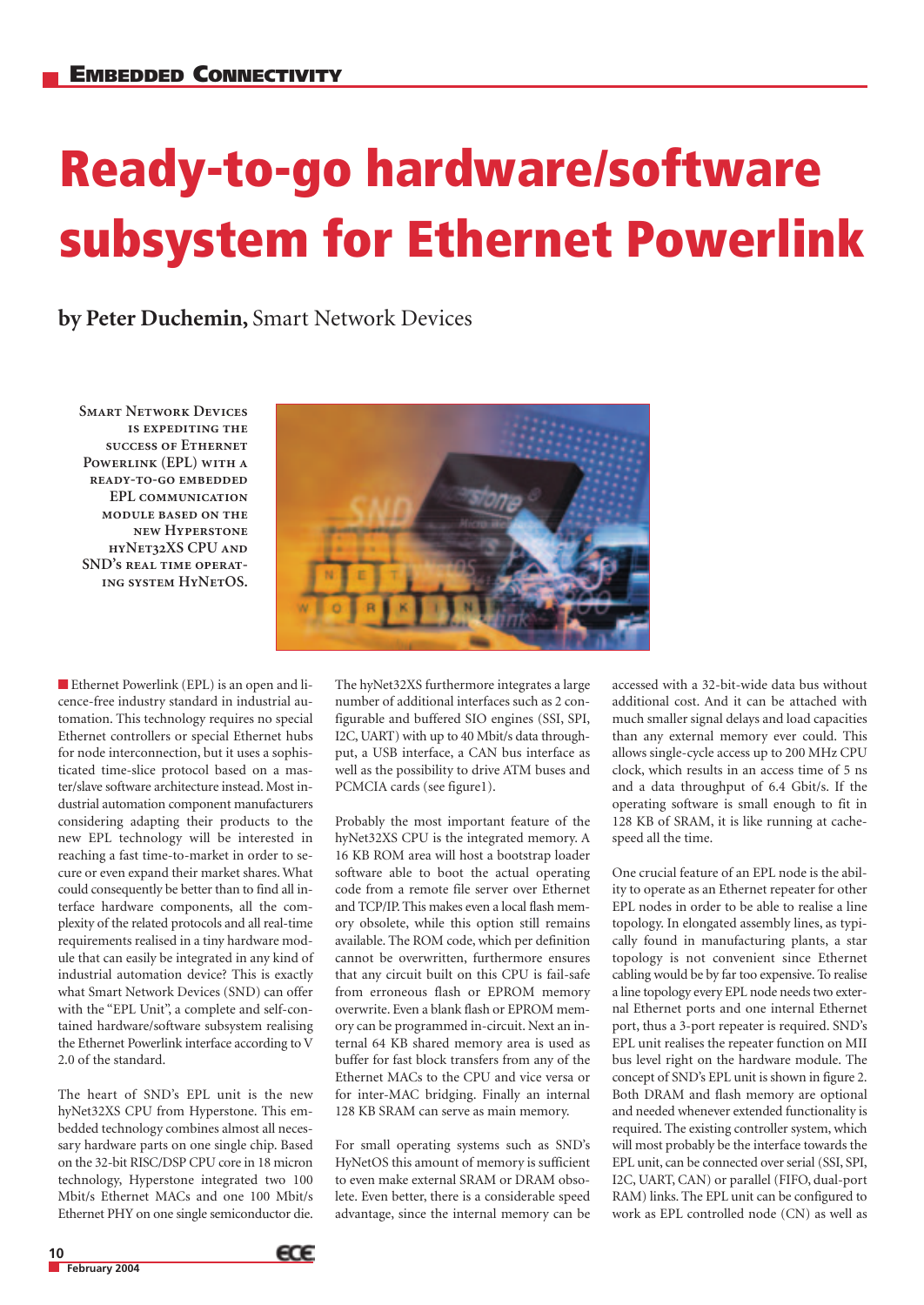# Ready-to-go hardware/software subsystem for Ethernet Powerlink

**by Peter Duchemin,** Smart Network Devices

**Smart Network Devices is expediting the success of Ethernet Powerlink (EPL) with a ready-to-go embedded EPL communication module based on the new Hyperstone hyNet32XS CPU and SND's real time operating system HyNetOS.**

Ethernet Powerlink (EPL) is an open and licence-free industry standard in industrial automation. This technology requires no special Ethernet controllers or special Ethernet hubs for node interconnection, but it uses a sophisticated time-slice protocol based on a master/slave software architecture instead. Most industrial automation component manufacturers considering adapting their products to the new EPL technology will be interested in reaching a fast time-to-market in order to secure or even expand their market shares. What could consequently be better than to find all interface hardware components, all the complexity of the related protocols and all real-time requirements realised in a tiny hardware module that can easily be integrated in any kind of industrial automation device? This is exactly what Smart Network Devices (SND) can offer with the "EPL Unit", a complete and self-contained hardware/software subsystem realising the Ethernet Powerlink interface according to V 2.0 of the standard.

The heart of SND's EPL unit is the new hyNet32XS CPU from Hyperstone. This embedded technology combines almost all necessary hardware parts on one single chip. Based on the 32-bit RISC/DSP CPU core in 18 micron technology, Hyperstone integrated two 100 Mbit/s Ethernet MACs and one 100 Mbit/s Ethernet PHY on one single semiconductor die. The hyNet32XS furthermore integrates a large number of additional interfaces such as 2 configurable and buffered SIO engines (SSI, SPI, I2C, UART) with up to 40 Mbit/s data throughput, a USB interface, a CAN bus interface as well as the possibility to drive ATM buses and PCMCIA cards (see figure1).

Probably the most important feature of the hyNet32XS CPU is the integrated memory. A 16 KB ROM area will host a bootstrap loader software able to boot the actual operating code from a remote file server over Ethernet and TCP/IP. This makes even a local flash memory obsolete, while this option still remains available. The ROM code, which per definition cannot be overwritten, furthermore ensures that any circuit built on this CPU is fail-safe from erroneous flash or EPROM memory overwrite. Even a blank flash or EPROM memory can be programmed in-circuit. Next an internal 64 KB shared memory area is used as buffer for fast block transfers from any of the Ethernet MACs to the CPU and vice versa or for inter-MAC bridging. Finally an internal 128 KB SRAM can serve as main memory.

For small operating systems such as SND's HyNetOS this amount of memory is sufficient to even make external SRAM or DRAM obsolete. Even better, there is a considerable speed advantage, since the internal memory can be accessed with a 32-bit-wide data bus without additional cost. And it can be attached with much smaller signal delays and load capacities than any external memory ever could. This allows single-cycle access up to 200 MHz CPU clock, which results in an access time of 5 ns and a data throughput of 6.4 Gbit/s. If the operating software is small enough to fit in 128 KB of SRAM, it is like running at cache-speed all the time.

One crucial feature of an EPL node is the ability to operate as an Ethernet repeater for other EPL nodes in order to be able to realise a line topology. In elongated assembly lines, as typically found in manufacturing plants, a star topology is not convenient since Ethernet cabling would be by far too expensive. To realise a line topology every EPL node needs two external Ethernet ports and one internal Ethernet port, thus a 3-port repeater is required. SND's EPL unit realises the repeater function on MII bus level right on the hardware module. The concept of SND's EPL unit is shown in figure 2. Both DRAM and flash memory are optional and needed whenever extended functionality is required. The existing controller system, which will most probably be the interface towards the EPL unit, can be connected over serial (SSI, SPI, I2C, UART, CAN) or parallel (FIFO, dual-port RAM) links. The EPL unit can be configured to work as EPL controlled node (CN) as well as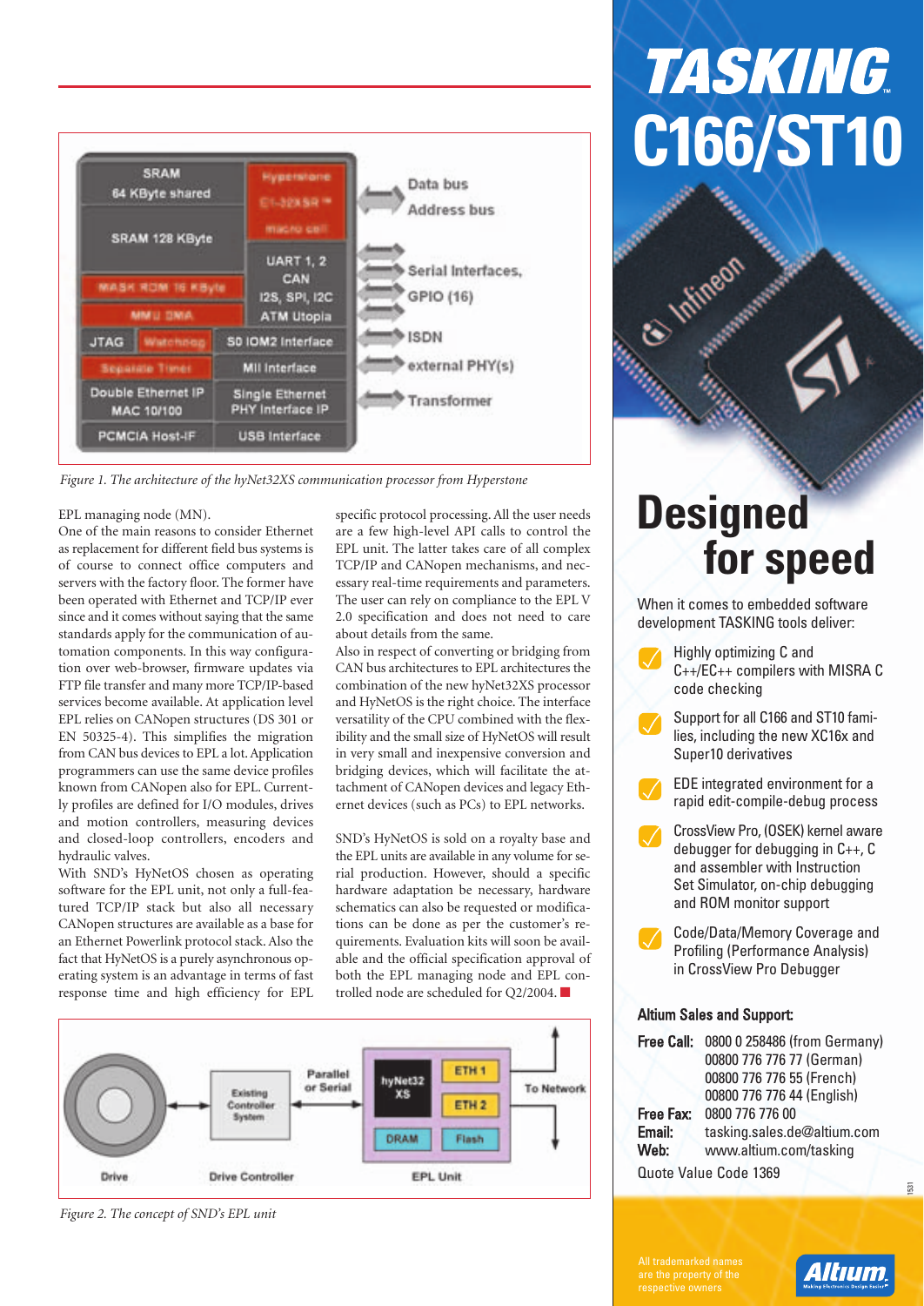SRAM
64 KByte shared

SRAM 128 KByte

Hyperstone
E1-32XSR™
macro cell

UART 1, 2
CAN
I2S, SPI, I2C
ATM Utopia

MASK ROM 16 KByte

MMU DMA

JTAG

Watchdog

S0 IOM2 Interface

Separate Timer

MII Interface

Double Ethernet IP
MAC 10/100

Single Ethernet
PHY Interface IP

PCMCIA Host-IF

USB Interface

Data bus
Address bus

Serial Interfaces,
GPIO (16)

ISDN

external PHY(s)

Transformer

*Figure 1. The architecture of the hyNet32XS communication processor from Hyperstone*

EPL managing node (MN).

One of the main reasons to consider Ethernet as replacement for different field bus systems is of course to connect office computers and servers with the factory floor. The former have been operated with Ethernet and TCP/IP ever since and it comes without saying that the same standards apply for the communication of automation components. In this way configuration over web-browser, firmware updates via FTP file transfer and many more TCP/IP-based services become available. At application level EPL relies on CANopen structures (DS 301 or EN 50325-4). This simplifies the migration from CAN bus devices to EPL a lot. Application programmers can use the same device profiles known from CANopen also for EPL. Currently profiles are defined for I/O modules, drives and motion controllers, measuring devices and closed-loop controllers, encoders and hydraulic valves.

With SND's HyNetOS chosen as operating software for the EPL unit, not only a full-featured TCP/IP stack but also all necessary CANopen structures are available as a base for an Ethernet Powerlink protocol stack. Also the fact that HyNetOS is a purely asynchronous operating system is an advantage in terms of fast response time and high efficiency for EPL specific protocol processing. All the user needs are a few high-level API calls to control the EPL unit. The latter takes care of all complex TCP/IP and CANopen mechanisms, and necessary real-time requirements and parameters. The user can rely on compliance to the EPL V 2.0 specification and does not need to care about details from the same.

Also in respect of converting or bridging from CAN bus architectures to EPL architectures the combination of the new hyNet32XS processor and HyNetOS is the right choice. The interface versatility of the CPU combined with the flexibility and the small size of HyNetOS will result in very small and inexpensive conversion and bridging devices, which will facilitate the attachment of CANopen devices and legacy Ethernet devices (such as PCs) to EPL networks.

SND's HyNetOS is sold on a royalty base and the EPL units are available in any volume for serial production. However, should a specific hardware adaptation be necessary, hardware schematics can also be requested or modifications can be done as per the customer's requirements. Evaluation kits will soon be available and the official specification approval of both the EPL managing node and EPL controlled node are scheduled for Q2/2004. ■

Drive

Existing
Controller
System

Drive Controller

Parallel
or Serial

hyNet32
XS

ETH 1

ETH 2

DRAM

Flash

EPL Unit

To Network

*Figure 2. The concept of SND's EPL unit*

# TASKING C166/ST10

Infineon

# Designed for speed

When it comes to embedded software development TASKING tools deliver:

- Highly optimizing C and C++/EC++ compilers with MISRA C code checking
- Support for all C166 and ST10 families, including the new XC16x and Super10 derivatives
- EDE integrated environment for a rapid edit-compile-debug process
- CrossView Pro, (OSEK) kernel aware debugger for debugging in C++, C and assembler with Instruction Set Simulator, on-chip debugging and ROM monitor support
- Code/Data/Memory Coverage and Profiling (Performance Analysis) in CrossView Pro Debugger

**Altium Sales and Support:**

**Free Call:** 0800 0 258486 (from Germany)
00800 776 776 77 (German)
00800 776 776 55 (French)
00800 776 776 44 (English)
**Free Fax:** 0800 776 776 00
**Email:** tasking.sales.de@altium.com
**Web:** www.altium.com/tasking

Quote Value Code 1369

All trademarked names are the property of the respective owners

Altium
Making Electronics Design Easier

1531